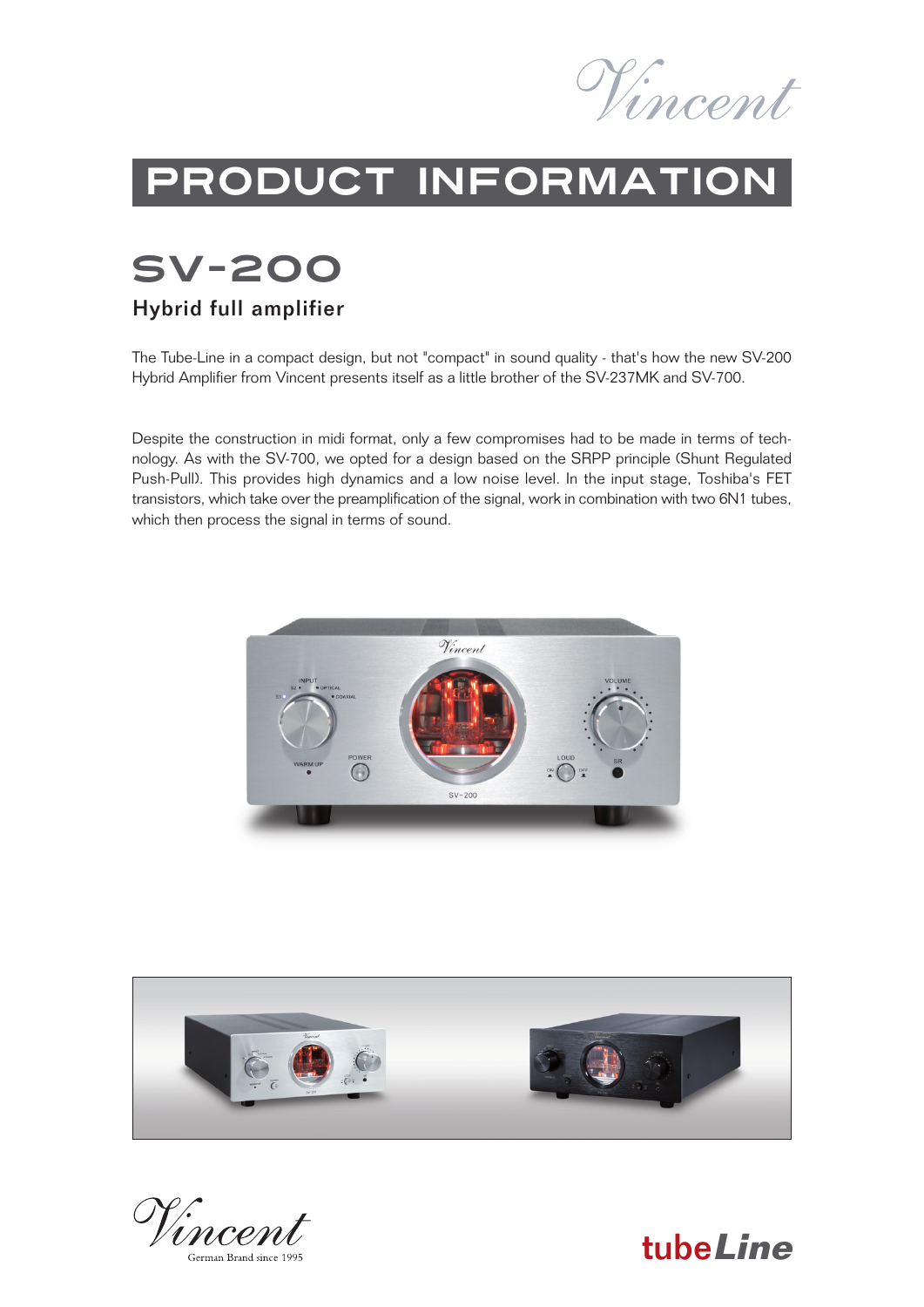# PRODUCT INFORMATION

## SV-200

### Hybrid full amplifier

The Tube-Line in a compact design, but not "compact" in sound quality - that's how the new SV-200 Hybrid Amplifier from Vincent presents itself as a little brother of the SV-237MK and SV-700.

Despite the construction in midi format, only a few compromises had to be made in terms of technology. As with the SV-700, we opted for a design based on the SRPP principle (Shunt Regulated Push-Pull). This provides high dynamics and a low noise level. In the input stage, Toshiba's FET transistors, which take over the preamplification of the signal, work in combination with two 6N1 tubes, which then process the signal in terms of sound.

Vincent German Brand since 1995

tubeLine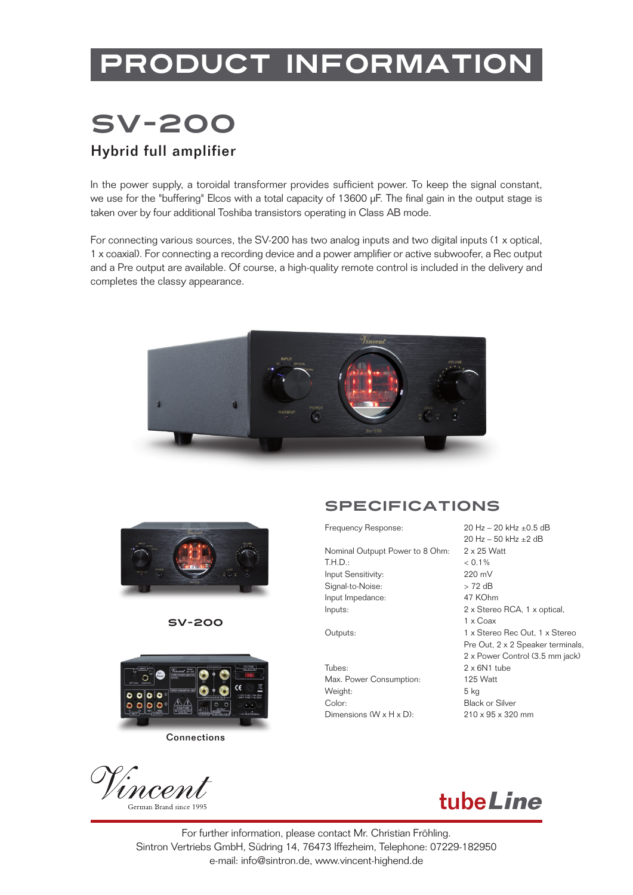# PRODUCT INFORMATION

## SV-200

### Hybrid full amplifier

In the power supply, a toroidal transformer provides sufficient power. To keep the signal constant, we use for the "buffering" Elcos with a total capacity of 13600 µF. The final gain in the output stage is taken over by four additional Toshiba transistors operating in Class AB mode.

For connecting various sources, the SV-200 has two analog inputs and two digital inputs (1 x optical, 1 x coaxial). For connecting a recording device and a power amplifier or active subwoofer, a Rec output and a Pre output are available. Of course, a high-quality remote control is included in the delivery and completes the classy appearance.

SV-200

Connections

## SPECIFICATIONS

| | |
|---|---|
| Frequency Response: | 20 Hz – 20 kHz ±0.5 dB<br>20 Hz – 50 kHz ±2 dB |
| Nominal Outpupt Power to 8 Ohm: | 2 x 25 Watt |
| T.H.D.: | < 0.1% |
| Input Sensitivity: | 220 mV |
| Signal-to-Noise: | > 72 dB |
| Input Impedance: | 47 KOhm |
| Inputs: | 2 x Stereo RCA, 1 x optical, 1 x Coax |
| Outputs: | 1 x Stereo Rec Out, 1 x Stereo Pre Out, 2 x 2 Speaker terminals, 2 x Power Control (3.5 mm jack) |
| Tubes: | 2 x 6N1 tube |
| Max. Power Consumption: | 125 Watt |
| Weight: | 5 kg |
| Color: | Black or Silver |
| Dimensions (W x H x D): | 210 x 95 x 320 mm |

Vincent
German Brand since 1995

tubeLine

For further information, please contact Mr. Christian Fröhling.
Sintron Vertriebs GmbH, Südring 14, 76473 Iffezheim, Telephone: 07229-182950
e-mail: info@sintron.de, www.vincent-highend.de